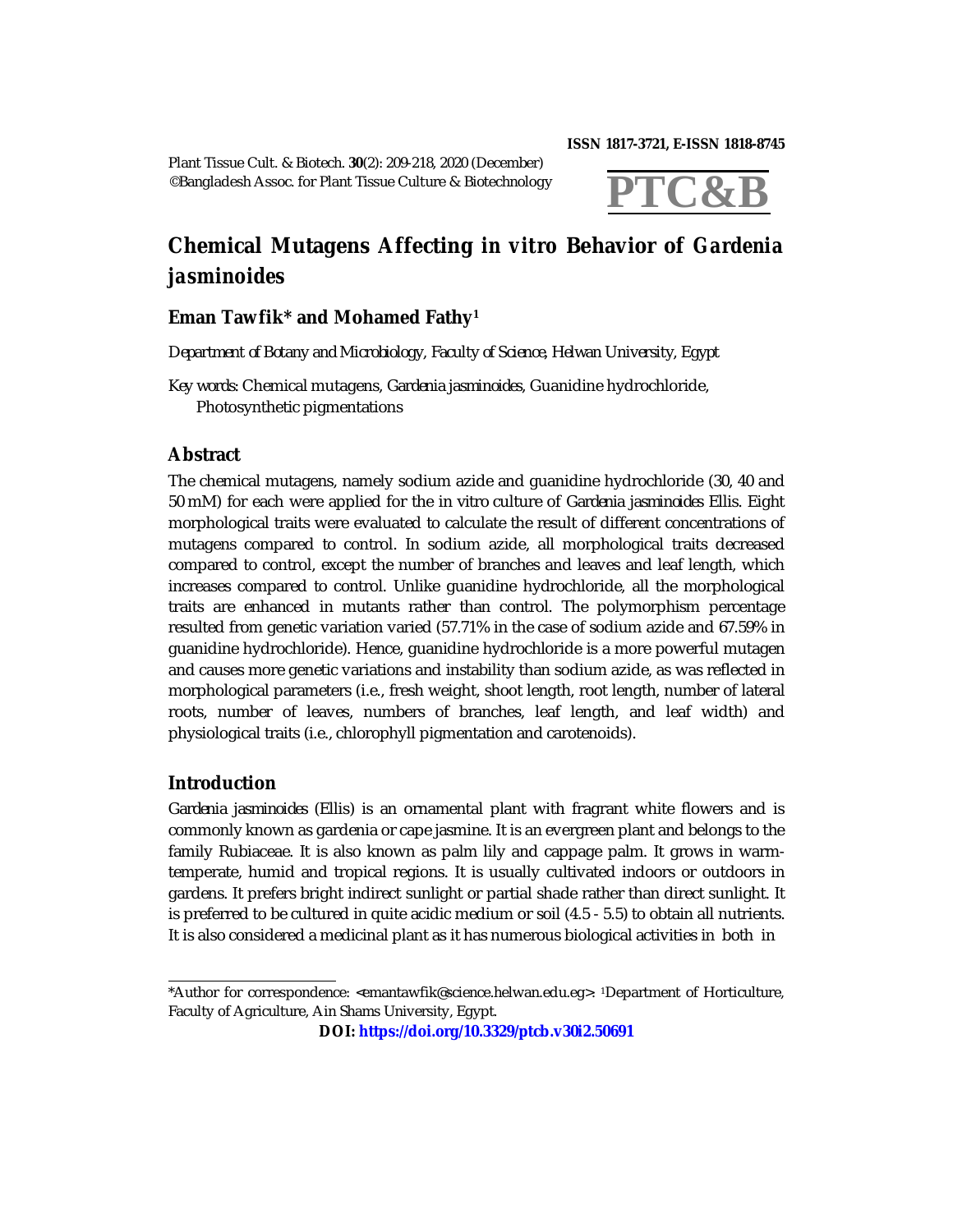ISSN 1817-3721, E-ISSN 1818-8745

PTC&B

# Chemical Mutagens Affecting *in vitro* Behavior of *Gardenia jasminoides*

**Eman Tawfik\* and Mohamed Fathy[1]**

*Department of Botany and Microbiology, Faculty of Science, Helwan University, Egypt*

*Key words:* Chemical mutagens, *Gardenia jasminoides*, Guanidine hydrochloride, Photosynthetic pigmentations

## Abstract

The chemical mutagens, namely sodium azide and guanidine hydrochloride (30, 40 and 50 mM) for each were applied for the in vitro culture of *Gardenia jasminoides* Ellis. Eight morphological traits were evaluated to calculate the result of different concentrations of mutagens compared to control. In sodium azide, all morphological traits decreased compared to control, except the number of branches and leaves and leaf length, which increases compared to control. Unlike guanidine hydrochloride, all the morphological traits are enhanced in mutants rather than control. The polymorphism percentage resulted from genetic variation varied (57.71% in the case of sodium azide and 67.59% in guanidine hydrochloride). Hence, guanidine hydrochloride is a more powerful mutagen and causes more genetic variations and instability than sodium azide, as was reflected in morphological parameters (i.e., fresh weight, shoot length, root length, number of lateral roots, number of leaves, numbers of branches, leaf length, and leaf width) and physiological traits (i.e., chlorophyll pigmentation and carotenoids).

## Introduction

*Gardenia jasminoides* (Ellis) is an ornamental plant with fragrant white flowers and is commonly known as gardenia or cape jasmine. It is an evergreen plant and belongs to the family Rubiaceae. It is also known as palm lily and cappage palm. It grows in warm-temperate, humid and tropical regions. It is usually cultivated indoors or outdoors in gardens. It prefers bright indirect sunlight or partial shade rather than direct sunlight. It is preferred to be cultured in quite acidic medium or soil (4.5 - 5.5) to obtain all nutrients. It is also considered a medicinal plant as it has numerous biological activities in both in

---

\*Author for correspondence: <emantawfik@science.helwan.edu.eg>. [1]Department of Horticulture, Faculty of Agriculture, Ain Shams University, Egypt.

**DOI: https://doi.org/10.3329/ptcb.v30i2.50691**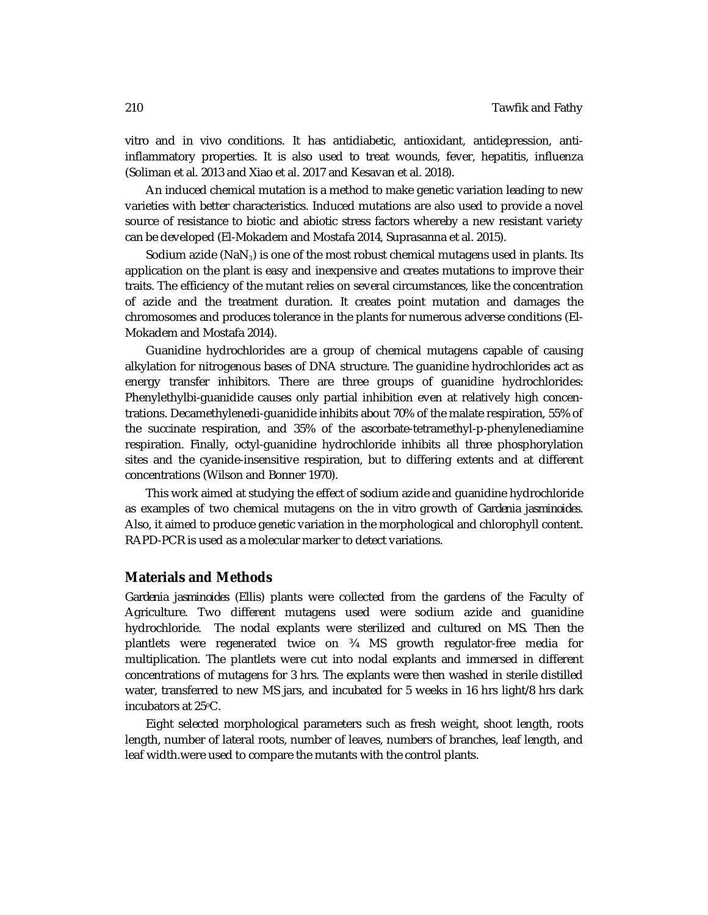vitro and in vivo conditions. It has antidiabetic, antioxidant, antidepression, anti-inflammatory properties. It is also used to treat wounds, fever, hepatitis, influenza (Soliman et al. 2013 and Xiao et al. 2017 and Kesavan et al. 2018).

An induced chemical mutation is a method to make genetic variation leading to new varieties with better characteristics. Induced mutations are also used to provide a novel source of resistance to biotic and abiotic stress factors whereby a new resistant variety can be developed (El-Mokadem and Mostafa 2014, Suprasanna et al. 2015).

Sodium azide ($NaN_3$) is one of the most robust chemical mutagens used in plants. Its application on the plant is easy and inexpensive and creates mutations to improve their traits. The efficiency of the mutant relies on several circumstances, like the concentration of azide and the treatment duration. It creates point mutation and damages the chromosomes and produces tolerance in the plants for numerous adverse conditions (El-Mokadem and Mostafa 2014).

Guanidine hydrochlorides are a group of chemical mutagens capable of causing alkylation for nitrogenous bases of DNA structure. The guanidine hydrochlorides act as energy transfer inhibitors. There are three groups of guanidine hydrochlorides: Phenylethylbi-guanidide causes only partial inhibition even at relatively high concentrations. Decamethylenedi-guanidide inhibits about 70% of the malate respiration, 55% of the succinate respiration, and 35% of the ascorbate-tetramethyl-p-phenylenediamine respiration. Finally, octyl-guanidine hydrochloride inhibits all three phosphorylation sites and the cyanide-insensitive respiration, but to differing extents and at different concentrations (Wilson and Bonner 1970).

This work aimed at studying the effect of sodium azide and guanidine hydrochloride as examples of two chemical mutagens on the in vitro growth of *Gardenia jasminoides*. Also, it aimed to produce genetic variation in the morphological and chlorophyll content. RAPD-PCR is used as a molecular marker to detect variations.

## Materials and Methods

*Gardenia jasminoides* (Ellis) plants were collected from the gardens of the Faculty of Agriculture. Two different mutagens used were sodium azide and guanidine hydrochloride. The nodal explants were sterilized and cultured on MS. Then the plantlets were regenerated twice on ¾ MS growth regulator-free media for multiplication. The plantlets were cut into nodal explants and immersed in different concentrations of mutagens for 3 hrs. The explants were then washed in sterile distilled water, transferred to new MS jars, and incubated for 5 weeks in 16 hrs light/8 hrs dark incubators at 25°C.

Eight selected morphological parameters such as fresh weight, shoot length, roots length, number of lateral roots, number of leaves, numbers of branches, leaf length, and leaf width.were used to compare the mutants with the control plants.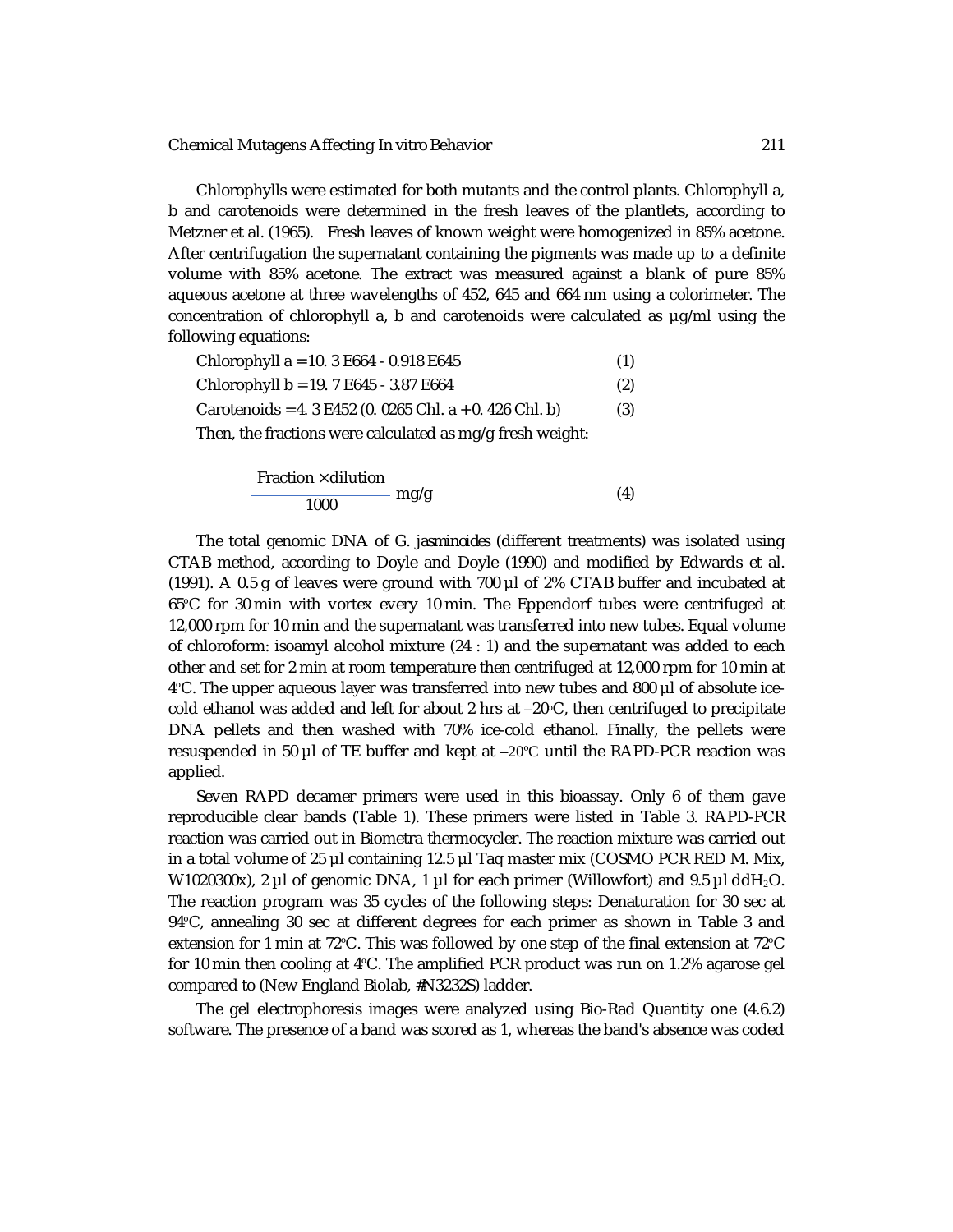Chlorophylls were estimated for both mutants and the control plants. Chlorophyll a, b and carotenoids were determined in the fresh leaves of the plantlets, according to Metzner et al. (1965). Fresh leaves of known weight were homogenized in 85% acetone. After centrifugation the supernatant containing the pigments was made up to a definite volume with 85% acetone. The extract was measured against a blank of pure 85% aqueous acetone at three wavelengths of 452, 645 and 664 nm using a colorimeter. The concentration of chlorophyll a, b and carotenoids were calculated as µg/ml using the following equations:

$$\text{Chlorophyll a} = 10.3\, E664 - 0.918\, E645 \quad (1)$$

$$\text{Chlorophyll b} = 19.7\, E645 - 3.87\, E664 \quad (2)$$

$$\text{Carotenoids} = 4.3\, E452\, (0.0265\, \text{Chl. a} + 0.426\, \text{Chl. b}) \quad (3)$$

Then, the fractions were calculated as mg/g fresh weight:

$$\frac{\text{Fraction} \times \text{dilution}}{1000}\ \text{mg/g} \quad (4)$$

The total genomic DNA of *G. jasminoides* (different treatments) was isolated using CTAB method, according to Doyle and Doyle (1990) and modified by Edwards et al. (1991). A 0.5 g of leaves were ground with 700 µl of 2% CTAB buffer and incubated at 65°C for 30 min with vortex every 10 min. The Eppendorf tubes were centrifuged at 12,000 rpm for 10 min and the supernatant was transferred into new tubes. Equal volume of chloroform: isoamyl alcohol mixture (24 : 1) and the supernatant was added to each other and set for 2 min at room temperature then centrifuged at 12,000 rpm for 10 min at 4°C. The upper aqueous layer was transferred into new tubes and 800 µl of absolute ice-cold ethanol was added and left for about 2 hrs at –20°C, then centrifuged to precipitate DNA pellets and then washed with 70% ice-cold ethanol. Finally, the pellets were resuspended in 50 µl of TE buffer and kept at –20°C until the RAPD-PCR reaction was applied.

Seven RAPD decamer primers were used in this bioassay. Only 6 of them gave reproducible clear bands (Table 1). These primers were listed in Table 3. RAPD-PCR reaction was carried out in Biometra thermocycler. The reaction mixture was carried out in a total volume of 25 µl containing 12.5 µl Taq master mix (COSMO PCR RED M. Mix, W1020300x), 2 µl of genomic DNA, 1 µl for each primer (Willowfort) and 9.5 µl dd$H_2O$. The reaction program was 35 cycles of the following steps: Denaturation for 30 sec at 94°C, annealing 30 sec at different degrees for each primer as shown in Table 3 and extension for 1 min at 72°C. This was followed by one step of the final extension at 72°C for 10 min then cooling at 4°C. The amplified PCR product was run on 1.2% agarose gel compared to (New England Biolab, #N3232S) ladder.

The gel electrophoresis images were analyzed using Bio-Rad Quantity one (4.6.2) software. The presence of a band was scored as 1, whereas the band's absence was coded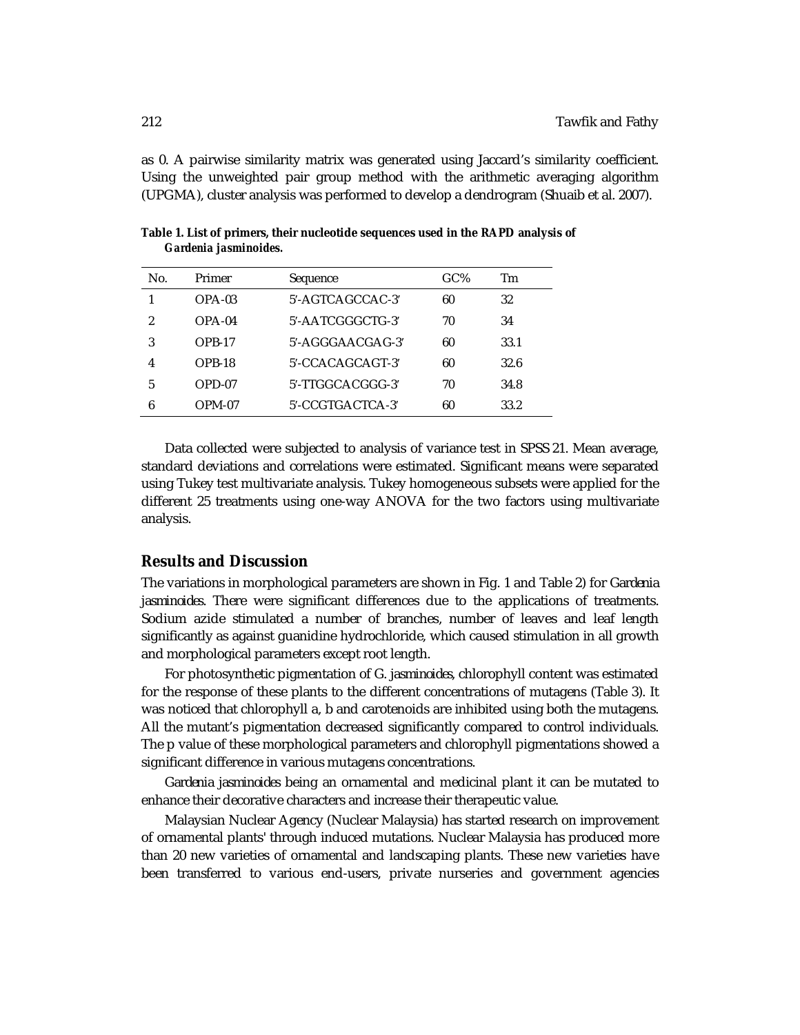as 0. A pairwise similarity matrix was generated using Jaccard's similarity coefficient. Using the unweighted pair group method with the arithmetic averaging algorithm (UPGMA), cluster analysis was performed to develop a dendrogram (Shuaib et al. 2007).

**Table 1. List of primers, their nucleotide sequences used in the RAPD analysis of *Gardenia jasminoides*.**

| No. | Primer | Sequence | GC% | Tm |
|---|---|---|---|---|
| 1 | OPA-03 | 5'-AGTCAGCCAC-3' | 60 | 32 |
| 2 | OPA-04 | 5'-AATCGGGCTG-3' | 70 | 34 |
| 3 | OPB-17 | 5'-AGGGAACGAG-3' | 60 | 33.1 |
| 4 | OPB-18 | 5'-CCACAGCAGT-3' | 60 | 32.6 |
| 5 | OPD-07 | 5'-TTGGCACGGG-3' | 70 | 34.8 |
| 6 | OPM-07 | 5'-CCGTGACTCA-3' | 60 | 33.2 |

Data collected were subjected to analysis of variance test in SPSS 21. Mean average, standard deviations and correlations were estimated. Significant means were separated using Tukey test multivariate analysis. Tukey homogeneous subsets were applied for the different 25 treatments using one-way ANOVA for the two factors using multivariate analysis.

## Results and Discussion

The variations in morphological parameters are shown in Fig. 1 and Table 2) for *Gardenia jasminoides*. There were significant differences due to the applications of treatments. Sodium azide stimulated a number of branches, number of leaves and leaf length significantly as against guanidine hydrochloride, which caused stimulation in all growth and morphological parameters except root length.

For photosynthetic pigmentation of *G. jasminoides*, chlorophyll content was estimated for the response of these plants to the different concentrations of mutagens (Table 3). It was noticed that chlorophyll a, b and carotenoids are inhibited using both the mutagens. All the mutant's pigmentation decreased significantly compared to control individuals. The p value of these morphological parameters and chlorophyll pigmentations showed a significant difference in various mutagens concentrations.

*Gardenia jasminoides* being an ornamental and medicinal plant it can be mutated to enhance their decorative characters and increase their therapeutic value.

Malaysian Nuclear Agency (Nuclear Malaysia) has started research on improvement of ornamental plants' through induced mutations. Nuclear Malaysia has produced more than 20 new varieties of ornamental and landscaping plants. These new varieties have been transferred to various end-users, private nurseries and government agencies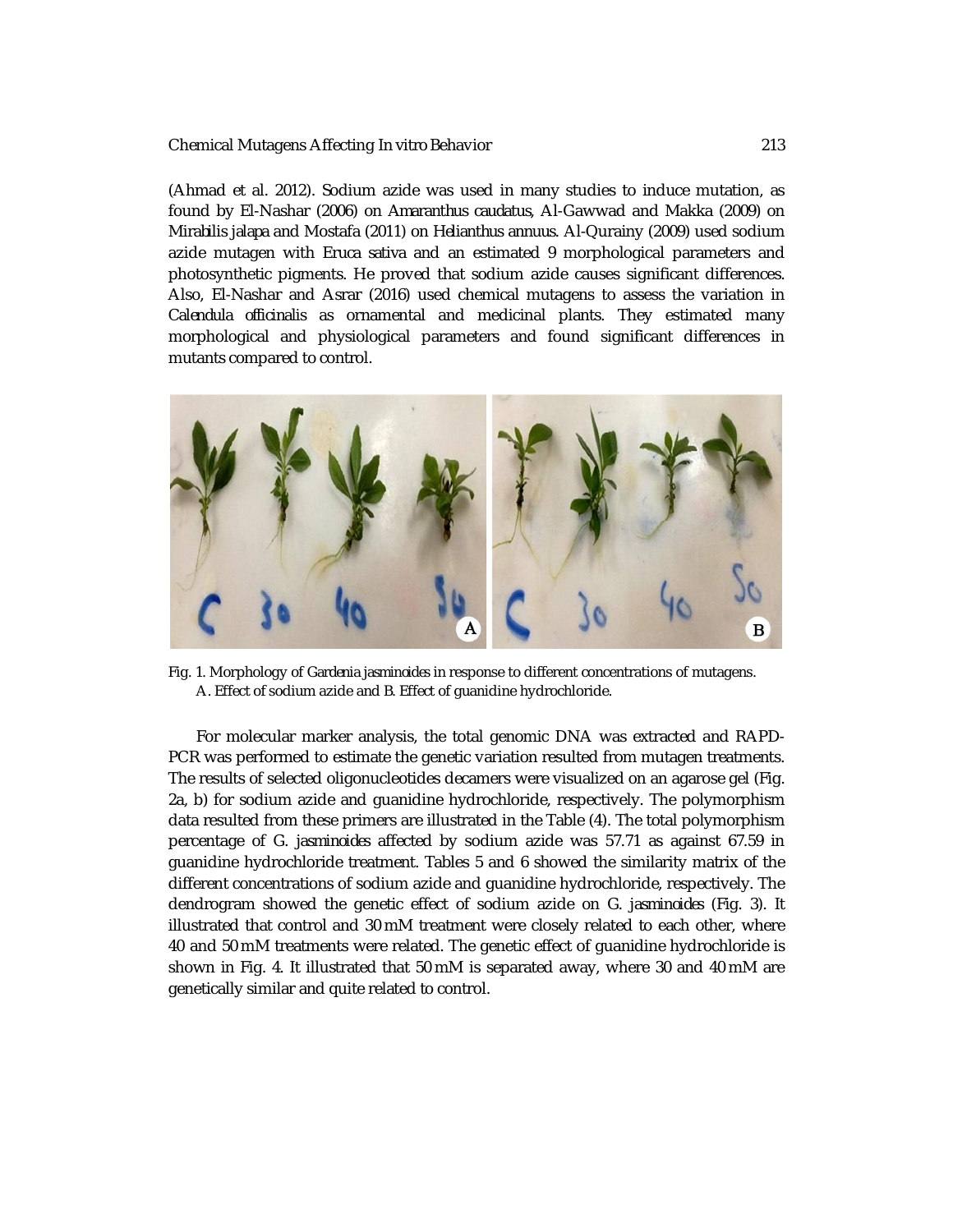(Ahmad et al. 2012). Sodium azide was used in many studies to induce mutation, as found by El-Nashar (2006) on *Amaranthus caudatus*, Al-Gawwad and Makka (2009) on *Mirabilis jalapa* and Mostafa (2011) on *Helianthus annuus*. Al-Qurainy (2009) used sodium azide mutagen with *Eruca sativa* and an estimated 9 morphological parameters and photosynthetic pigments. He proved that sodium azide causes significant differences. Also, El-Nashar and Asrar (2016) used chemical mutagens to assess the variation in *Calendula officinalis* as ornamental and medicinal plants. They estimated many morphological and physiological parameters and found significant differences in mutants compared to control.

Fig. 1. Morphology of *Gardenia jasminoides* in response to different concentrations of mutagens. A. Effect of sodium azide and B. Effect of guanidine hydrochloride.

For molecular marker analysis, the total genomic DNA was extracted and RAPD-PCR was performed to estimate the genetic variation resulted from mutagen treatments. The results of selected oligonucleotides decamers were visualized on an agarose gel (Fig. 2a, b) for sodium azide and guanidine hydrochloride, respectively. The polymorphism data resulted from these primers are illustrated in the Table (4). The total polymorphism percentage of *G. jasminoides* affected by sodium azide was 57.71 as against 67.59 in guanidine hydrochloride treatment. Tables 5 and 6 showed the similarity matrix of the different concentrations of sodium azide and guanidine hydrochloride, respectively. The dendrogram showed the genetic effect of sodium azide on *G. jasminoides* (Fig. 3). It illustrated that control and 30 mM treatment were closely related to each other, where 40 and 50 mM treatments were related. The genetic effect of guanidine hydrochloride is shown in Fig. 4. It illustrated that 50 mM is separated away, where 30 and 40 mM are genetically similar and quite related to control.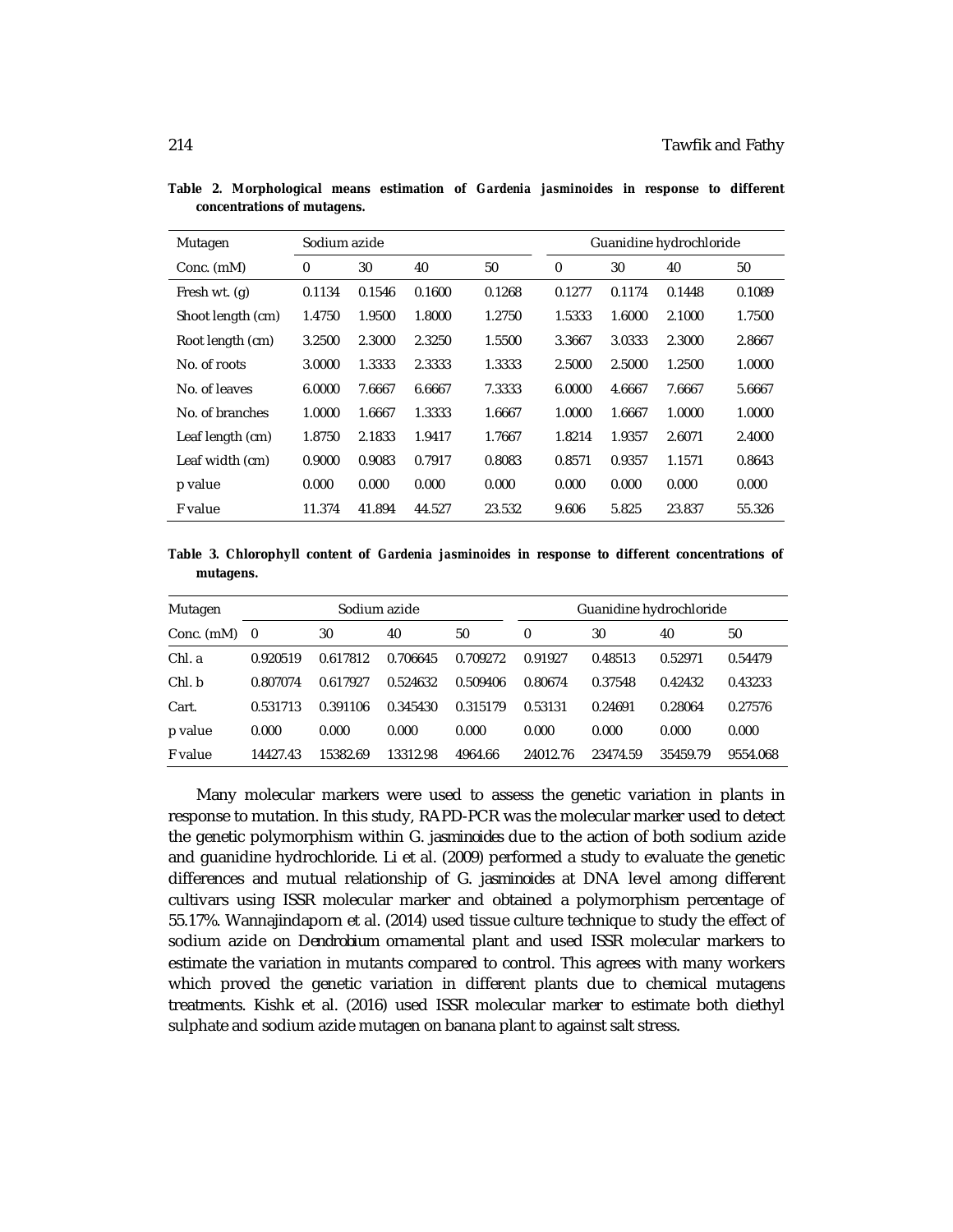**Table 2. Morphological means estimation of *Gardenia jasminoides* in response to different concentrations of mutagens.**

| Mutagen | Sodium azide | | | | Guanidine hydrochloride | | | |
|---|---|---|---|---|---|---|---|---|
| Conc. (mM) | 0 | 30 | 40 | 50 | 0 | 30 | 40 | 50 |
| Fresh wt. (g) | 0.1134 | 0.1546 | 0.1600 | 0.1268 | 0.1277 | 0.1174 | 0.1448 | 0.1089 |
| Shoot length (cm) | 1.4750 | 1.9500 | 1.8000 | 1.2750 | 1.5333 | 1.6000 | 2.1000 | 1.7500 |
| Root length (cm) | 3.2500 | 2.3000 | 2.3250 | 1.5500 | 3.3667 | 3.0333 | 2.3000 | 2.8667 |
| No. of roots | 3.0000 | 1.3333 | 2.3333 | 1.3333 | 2.5000 | 2.5000 | 1.2500 | 1.0000 |
| No. of leaves | 6.0000 | 7.6667 | 6.6667 | 7.3333 | 6.0000 | 4.6667 | 7.6667 | 5.6667 |
| No. of branches | 1.0000 | 1.6667 | 1.3333 | 1.6667 | 1.0000 | 1.6667 | 1.0000 | 1.0000 |
| Leaf length (cm) | 1.8750 | 2.1833 | 1.9417 | 1.7667 | 1.8214 | 1.9357 | 2.6071 | 2.4000 |
| Leaf width (cm) | 0.9000 | 0.9083 | 0.7917 | 0.8083 | 0.8571 | 0.9357 | 1.1571 | 0.8643 |
| p value | 0.000 | 0.000 | 0.000 | 0.000 | 0.000 | 0.000 | 0.000 | 0.000 |
| F value | 11.374 | 41.894 | 44.527 | 23.532 | 9.606 | 5.825 | 23.837 | 55.326 |

**Table 3. Chlorophyll content of *Gardenia jasminoides* in response to different concentrations of mutagens.**

| Mutagen | Sodium azide | | | | Guanidine hydrochloride | | | |
|---|---|---|---|---|---|---|---|---|
| Conc. (mM) | 0 | 30 | 40 | 50 | 0 | 30 | 40 | 50 |
| Chl. a | 0.920519 | 0.617812 | 0.706645 | 0.709272 | 0.91927 | 0.48513 | 0.52971 | 0.54479 |
| Chl. b | 0.807074 | 0.617927 | 0.524632 | 0.509406 | 0.80674 | 0.37548 | 0.42432 | 0.43233 |
| Cart. | 0.531713 | 0.391106 | 0.345430 | 0.315179 | 0.53131 | 0.24691 | 0.28064 | 0.27576 |
| p value | 0.000 | 0.000 | 0.000 | 0.000 | 0.000 | 0.000 | 0.000 | 0.000 |
| F value | 14427.43 | 15382.69 | 13312.98 | 4964.66 | 24012.76 | 23474.59 | 35459.79 | 9554.068 |

Many molecular markers were used to assess the genetic variation in plants in response to mutation. In this study, RAPD-PCR was the molecular marker used to detect the genetic polymorphism within *G. jasminoides* due to the action of both sodium azide and guanidine hydrochloride. Li et al. (2009) performed a study to evaluate the genetic differences and mutual relationship of *G. jasminoides* at DNA level among different cultivars using ISSR molecular marker and obtained a polymorphism percentage of 55.17%. Wannajindaporn et al. (2014) used tissue culture technique to study the effect of sodium azide on *Dendrobium* ornamental plant and used ISSR molecular markers to estimate the variation in mutants compared to control. This agrees with many workers which proved the genetic variation in different plants due to chemical mutagens treatments. Kishk et al. (2016) used ISSR molecular marker to estimate both diethyl sulphate and sodium azide mutagen on banana plant to against salt stress.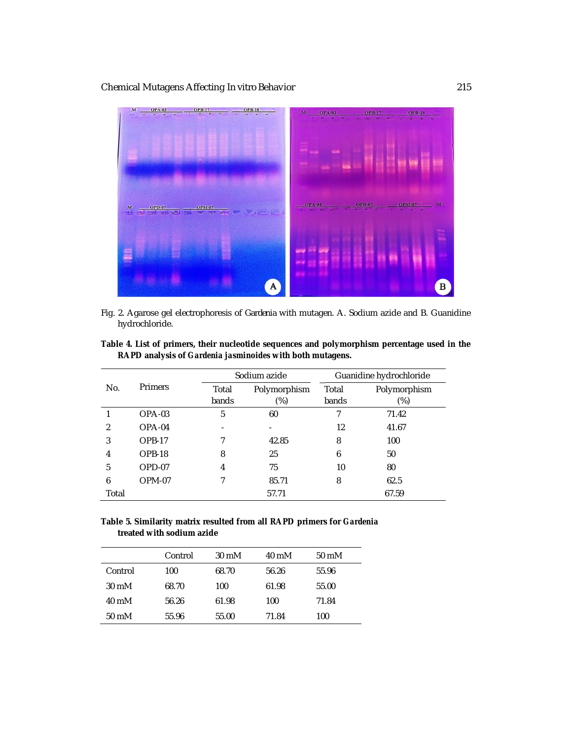Fig. 2. Agarose gel electrophoresis of *Gardenia* with mutagen. A. Sodium azide and B. Guanidine hydrochloride.

**Table 4. List of primers, their nucleotide sequences and polymorphism percentage used in the RAPD analysis of *Gardenia jasminoides* with both mutagens.**

| No. | Primers | Sodium azide | | Guanidine hydrochloride | |
|---|---|---|---|---|---|
| | | Total bands | Polymorphism (%) | Total bands | Polymorphism (%) |
| 1 | OPA-03 | 5 | 60 | 7 | 71.42 |
| 2 | OPA-04 | - | - | 12 | 41.67 |
| 3 | OPB-17 | 7 | 42.85 | 8 | 100 |
| 4 | OPB-18 | 8 | 25 | 6 | 50 |
| 5 | OPD-07 | 4 | 75 | 10 | 80 |
| 6 | OPM-07 | 7 | 85.71 | 8 | 62.5 |
| Total | | | 57.71 | | 67.59 |

**Table 5. Similarity matrix resulted from all RAPD primers for *Gardenia* treated with sodium azide**

| | Control | 30 mM | 40 mM | 50 mM |
|---|---|---|---|---|
| Control | 100 | 68.70 | 56.26 | 55.96 |
| 30 mM | 68.70 | 100 | 61.98 | 55.00 |
| 40 mM | 56.26 | 61.98 | 100 | 71.84 |
| 50 mM | 55.96 | 55.00 | 71.84 | 100 |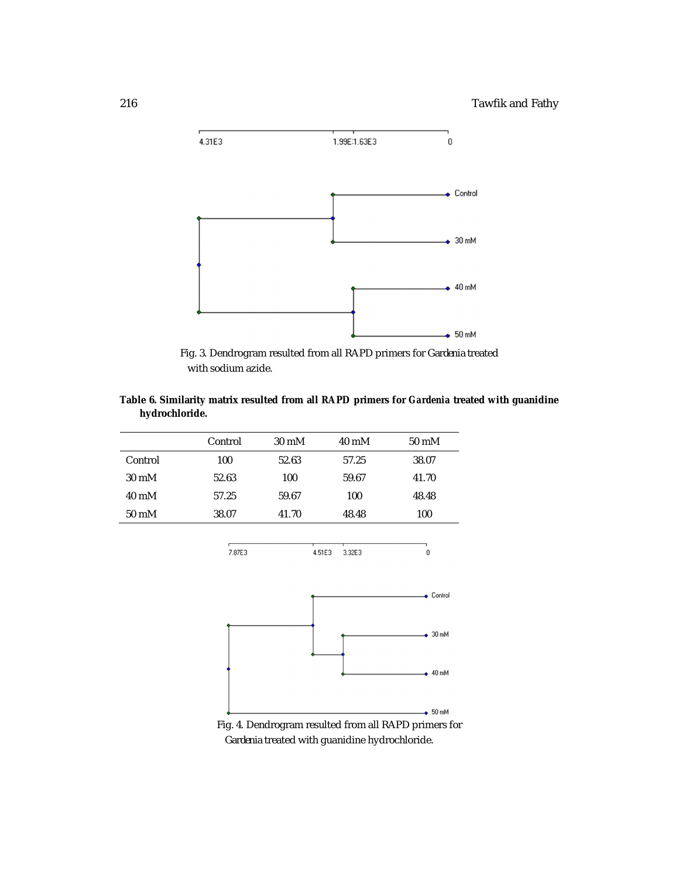Fig. 3. Dendrogram resulted from all RAPD primers for Gardenia treated with sodium azide.

**Table 6. Similarity matrix resulted from all RAPD primers for *Gardenia* treated with guanidine hydrochloride.**

| | Control | 30 mM | 40 mM | 50 mM |
|---|---|---|---|---|
| Control | 100 | 52.63 | 57.25 | 38.07 |
| 30 mM | 52.63 | 100 | 59.67 | 41.70 |
| 40 mM | 57.25 | 59.67 | 100 | 48.48 |
| 50 mM | 38.07 | 41.70 | 48.48 | 100 |

Fig. 4. Dendrogram resulted from all RAPD primers for Gardenia treated with guanidine hydrochloride.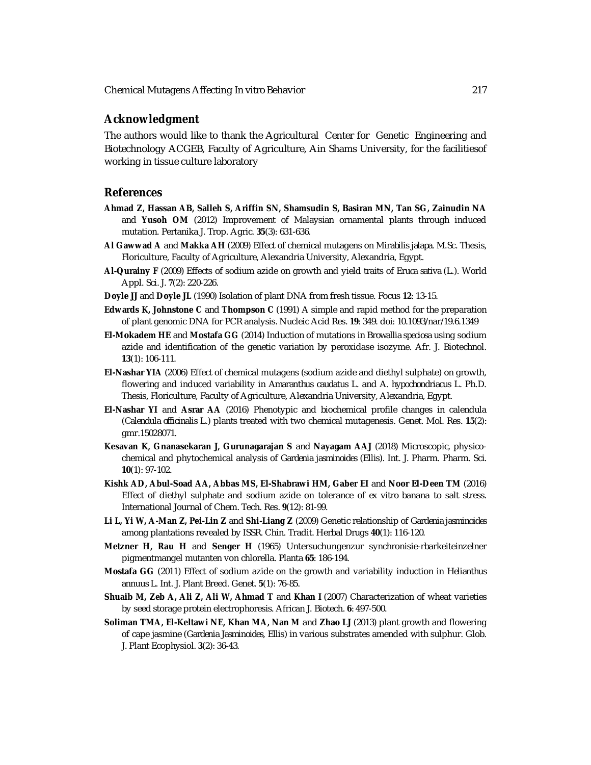## Acknowledgment

The authors would like to thank the Agricultural Center for Genetic Engineering and Biotechnology ACGEB, Faculty of Agriculture, Ain Shams University, for the facilitiesof working in tissue culture laboratory

## References

**Ahmad Z, Hassan AB, Salleh S, Ariffin SN, Shamsudin S, Basiran MN, Tan SG, Zainudin NA** and **Yusoh OM** (2012) Improvement of Malaysian ornamental plants through induced mutation. Pertanika J. Trop. Agric. **35**(3): 631-636.

**Al Gawwad A** and **Makka AH** (2009) Effect of chemical mutagens on *Mirabilis jalapa*. M.Sc. Thesis, Floriculture, Faculty of Agriculture, Alexandria University, Alexandria, Egypt.

**Al-Qurainy F** (2009) Effects of sodium azide on growth and yield traits of *Eruca sativa* (L.). World Appl. Sci. J. **7**(2): 220-226.

**Doyle JJ** and **Doyle JL** (1990) Isolation of plant DNA from fresh tissue. Focus **12**: 13-15.

**Edwards K, Johnstone C** and **Thompson C** (1991) A simple and rapid method for the preparation of plant genomic DNA for PCR analysis. Nucleic Acid Res. **19**: 349. doi: 10.1093/nar/19.6.1349

**El-Mokadem HE** and **Mostafa GG** (2014) Induction of mutations in *Browallia speciosa* using sodium azide and identification of the genetic variation by peroxidase isozyme. Afr. J. Biotechnol. **13**(1): 106-111.

**El-Nashar YIA** (2006) Effect of chemical mutagens (sodium azide and diethyl sulphate) on growth, flowering and induced variability in *Amaranthus caudatus* L. and *A. hypochondriacus* L. Ph.D. Thesis, Floriculture, Faculty of Agriculture, Alexandria University, Alexandria, Egypt.

**El-Nashar YI** and **Asrar AA** (2016) Phenotypic and biochemical profile changes in calendula (*Calendula officinalis* L.) plants treated with two chemical mutagenesis. Genet. Mol. Res. **15**(2): gmr.15028071.

**Kesavan K, Gnanasekaran J, Gurunagarajan S** and **Nayagam AAJ** (2018) Microscopic, physico-chemical and phytochemical analysis of *Gardenia jasminoides* (Ellis). Int. J. Pharm. Pharm. Sci. **10**(1): 97-102.

**Kishk AD, Abul-Soad AA, Abbas MS, El-Shabrawi HM, Gaber EI** and **Noor El-Deen TM** (2016) Effect of diethyl sulphate and sodium azide on tolerance of *ex vitro* banana to salt stress. International Journal of Chem. Tech. Res. **9**(12): 81-99.

**Li L, Yi W, A-Man Z, Pei-Lin Z** and **Shi-Liang Z** (2009) Genetic relationship of *Gardenia jasminoides* among plantations revealed by ISSR. Chin. Tradit. Herbal Drugs **40**(1): 116-120.

**Metzner H, Rau H** and **Senger H** (1965) Untersuchungenzur synchronisie-rbarkeiteinzelner pigmentmangel mutanten von chlorella. Planta **65**: 186-194.

**Mostafa GG** (2011) Effect of sodium azide on the growth and variability induction in *Helianthus annuus* L. Int. J. Plant Breed. Genet. **5**(1): 76-85.

**Shuaib M, Zeb A, Ali Z, Ali W, Ahmad T** and **Khan I** (2007) Characterization of wheat varieties by seed storage protein electrophoresis. African J. Biotech. **6**: 497-500.

**Soliman TMA, El-Keltawi NE, Khan MA, Nan M** and **Zhao LJ** (2013) plant growth and flowering of cape jasmine (*Gardenia Jasminoides*, Ellis) in various substrates amended with sulphur. Glob. J. Plant Ecophysiol. **3**(2): 36-43.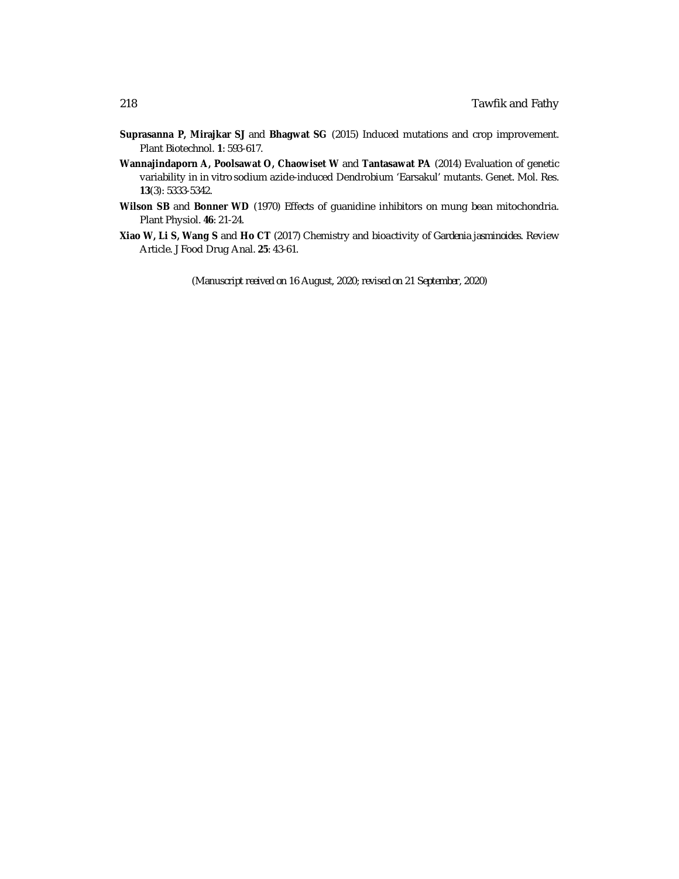**Suprasanna P, Mirajkar SJ** and **Bhagwat SG** (2015) Induced mutations and crop improvement. Plant Biotechnol. **1**: 593-617.

**Wannajindaporn A, Poolsawat O, Chaowiset W** and **Tantasawat PA** (2014) Evaluation of genetic variability in in vitro sodium azide-induced Dendrobium 'Earsakul' mutants. Genet. Mol. Res. **13**(3): 5333-5342.

**Wilson SB** and **Bonner WD** (1970) Effects of guanidine inhibitors on mung bean mitochondria. Plant Physiol. **46**: 21-24.

**Xiao W, Li S, Wang S** and **Ho CT** (2017) Chemistry and bioactivity of *Gardenia jasminoides*. Review Article. J Food Drug Anal. **25**: 43-61.

*(Manuscript reeived on 16 August, 2020; revised on 21 September, 2020)*